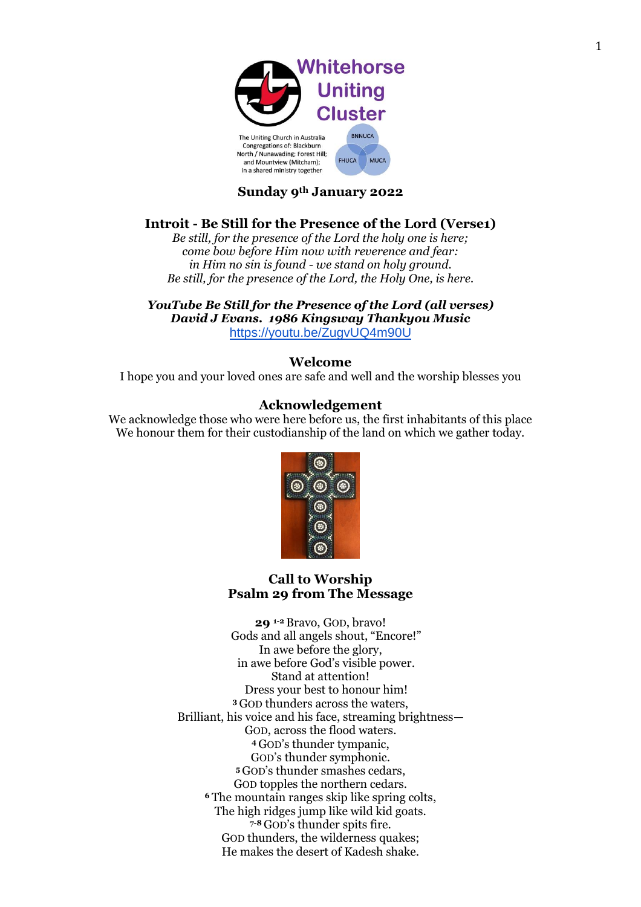Whitehorse Uniting Cluster

The Uniting Church in Australia
Congregations of: Blackburn North / Nunawading; Forest Hill; and Mountview (Mitcham); in a shared ministry together

BNNUCA FHUCA MUCA

**Sunday 9th January 2022**

## Introit - Be Still for the Presence of the Lord (Verse1)

*Be still, for the presence of the Lord the holy one is here;*
*come bow before Him now with reverence and fear:*
*in Him no sin is found - we stand on holy ground.*
*Be still, for the presence of the Lord, the Holy One, is here.*

***YouTube Be Still for the Presence of the Lord (all verses)***
***David J Evans. 1986 Kingsway Thankyou Music***
https://youtu.be/ZugvUQ4m90U

## Welcome

I hope you and your loved ones are safe and well and the worship blesses you

## Acknowledgement

We acknowledge those who were here before us, the first inhabitants of this place
We honour them for their custodianship of the land on which we gather today.

## Call to Worship
## Psalm 29 from The Message

**29** 1-2 Bravo, GOD, bravo!
Gods and all angels shout, "Encore!"
In awe before the glory,
in awe before God's visible power.
Stand at attention!
Dress your best to honour him!
3 GOD thunders across the waters,
Brilliant, his voice and his face, streaming brightness—
GOD, across the flood waters.
4 GOD's thunder tympanic,
GOD's thunder symphonic.
5 GOD's thunder smashes cedars,
GOD topples the northern cedars.
6 The mountain ranges skip like spring colts,
The high ridges jump like wild kid goats.
7-8 GOD's thunder spits fire.
GOD thunders, the wilderness quakes;
He makes the desert of Kadesh shake.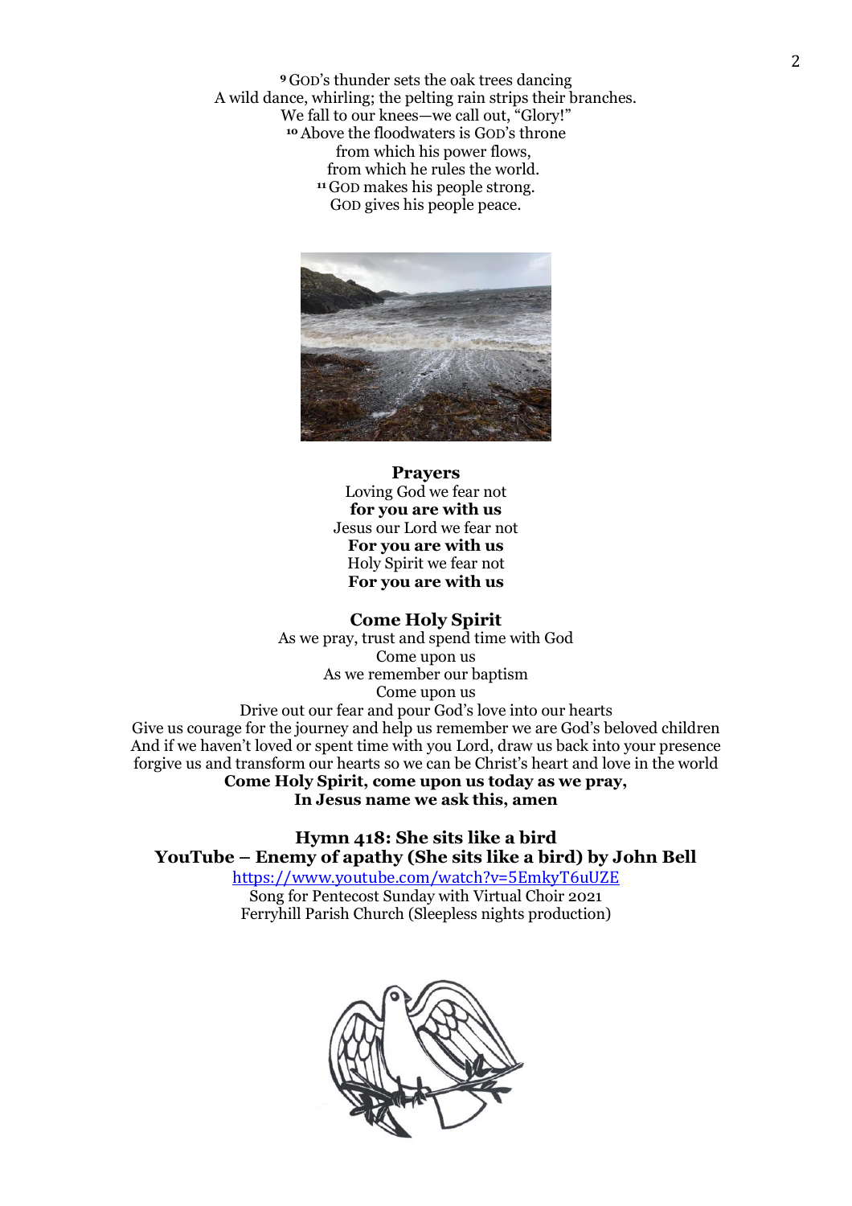[9] GOD's thunder sets the oak trees dancing
A wild dance, whirling; the pelting rain strips their branches.
We fall to our knees—we call out, "Glory!"
[10] Above the floodwaters is GOD's throne
from which his power flows,
from which he rules the world.
[11] GOD makes his people strong.
GOD gives his people peace.

**Prayers**
Loving God we fear not
**for you are with us**
Jesus our Lord we fear not
**For you are with us**
Holy Spirit we fear not
**For you are with us**

**Come Holy Spirit**
As we pray, trust and spend time with God
Come upon us
As we remember our baptism
Come upon us
Drive out our fear and pour God's love into our hearts
Give us courage for the journey and help us remember we are God's beloved children
And if we haven't loved or spent time with you Lord, draw us back into your presence
forgive us and transform our hearts so we can be Christ's heart and love in the world
**Come Holy Spirit, come upon us today as we pray,**
**In Jesus name we ask this, amen**

**Hymn 418: She sits like a bird**
**YouTube – Enemy of apathy (She sits like a bird) by John Bell**
https://www.youtube.com/watch?v=5EmkyT6uUZE
Song for Pentecost Sunday with Virtual Choir 2021
Ferryhill Parish Church (Sleepless nights production)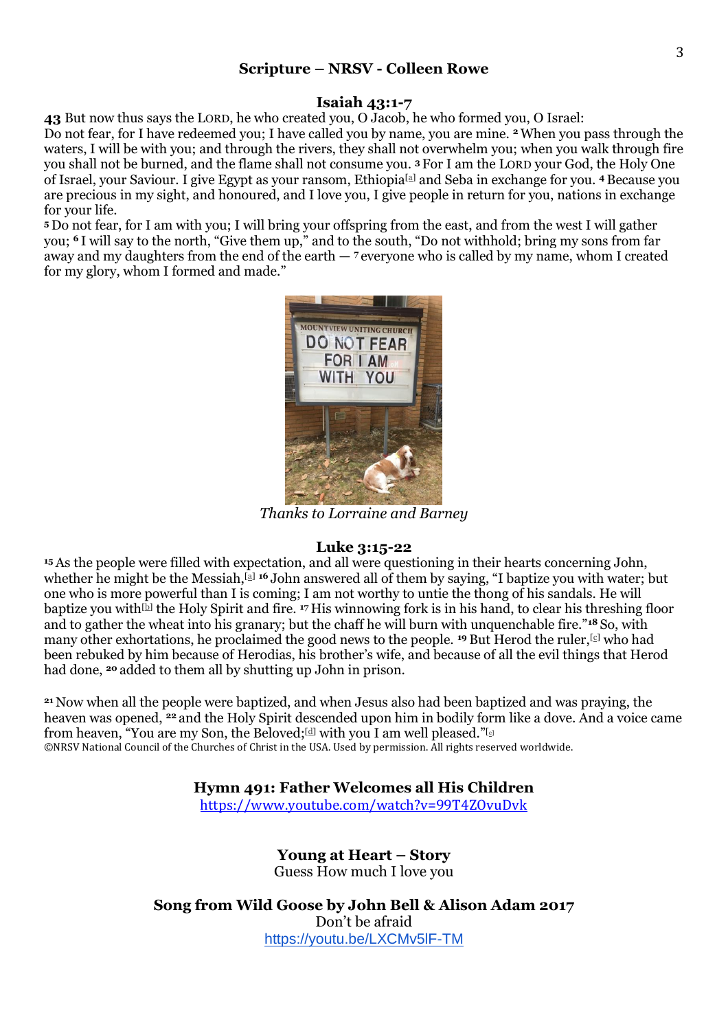## Scripture – NRSV - Colleen Rowe

### Isaiah 43:1-7

**43** But now thus says the LORD, he who created you, O Jacob, he who formed you, O Israel:
Do not fear, for I have redeemed you; I have called you by name, you are mine. [2] When you pass through the waters, I will be with you; and through the rivers, they shall not overwhelm you; when you walk through fire you shall not be burned, and the flame shall not consume you. [3] For I am the LORD your God, the Holy One of Israel, your Saviour. I give Egypt as your ransom, Ethiopia[a] and Seba in exchange for you. [4] Because you are precious in my sight, and honoured, and I love you, I give people in return for you, nations in exchange for your life.
[5] Do not fear, for I am with you; I will bring your offspring from the east, and from the west I will gather you; [6] I will say to the north, "Give them up," and to the south, "Do not withhold; bring my sons from far away and my daughters from the end of the earth — [7] everyone who is called by my name, whom I created for my glory, whom I formed and made."

*Thanks to Lorraine and Barney*

### Luke 3:15-22

[15] As the people were filled with expectation, and all were questioning in their hearts concerning John, whether he might be the Messiah,[a] [16] John answered all of them by saying, "I baptize you with water; but one who is more powerful than I is coming; I am not worthy to untie the thong of his sandals. He will baptize you with[b] the Holy Spirit and fire. [17] His winnowing fork is in his hand, to clear his threshing floor and to gather the wheat into his granary; but the chaff he will burn with unquenchable fire."[18] So, with many other exhortations, he proclaimed the good news to the people. [19] But Herod the ruler,[c] who had been rebuked by him because of Herodias, his brother's wife, and because of all the evil things that Herod had done, [20] added to them all by shutting up John in prison.

[21] Now when all the people were baptized, and when Jesus also had been baptized and was praying, the heaven was opened, [22] and the Holy Spirit descended upon him in bodily form like a dove. And a voice came from heaven, "You are my Son, the Beloved;[d] with you I am well pleased."[e]
©NRSV National Council of the Churches of Christ in the USA. Used by permission. All rights reserved worldwide.

**Hymn 491: Father Welcomes all His Children**
https://www.youtube.com/watch?v=99T4ZOvuDvk

**Young at Heart – Story**
Guess How much I love you

**Song from Wild Goose by John Bell & Alison Adam 2017**
Don't be afraid
https://youtu.be/LXCMv5lF-TM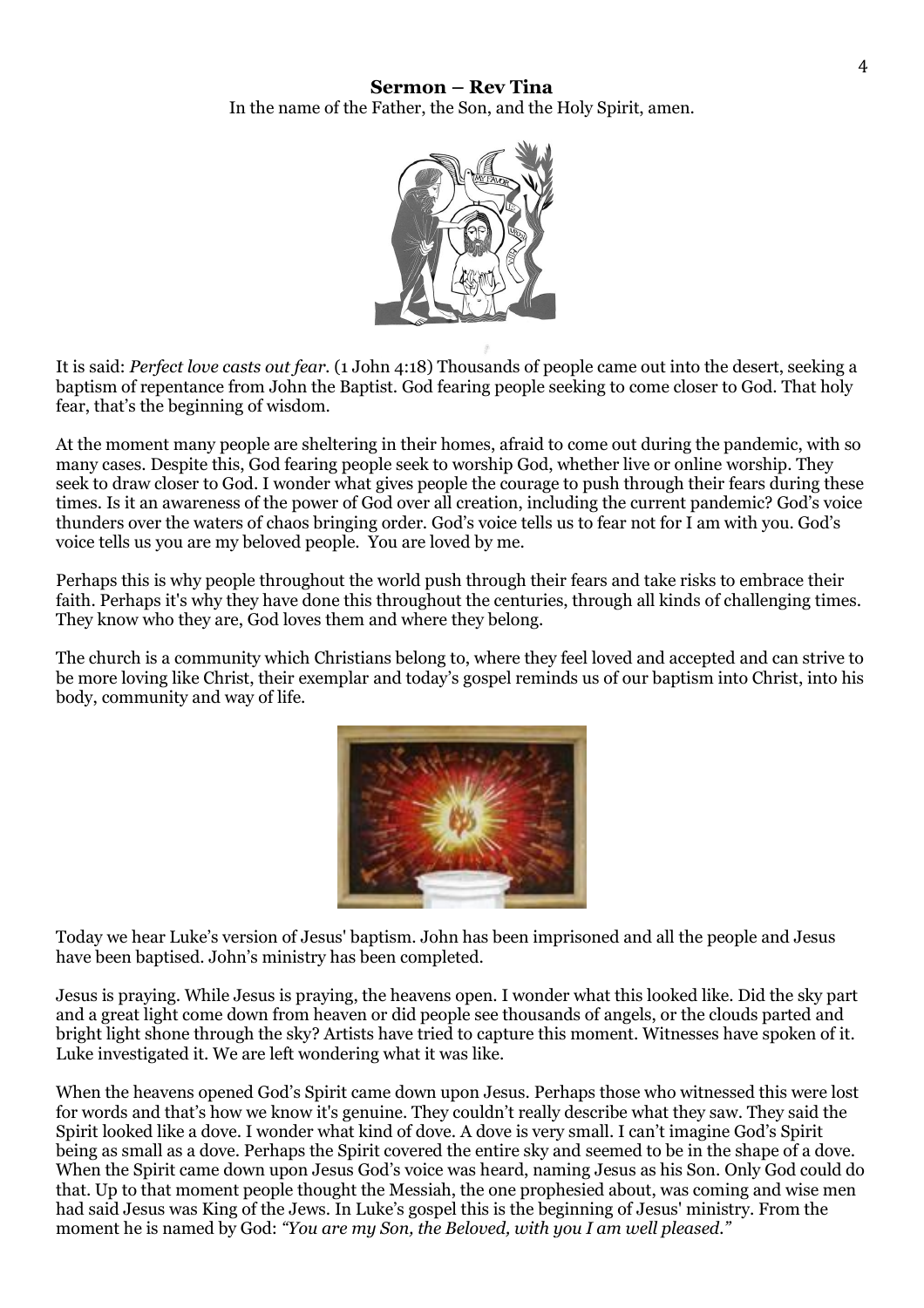**Sermon – Rev Tina**

In the name of the Father, the Son, and the Holy Spirit, amen.

It is said: *Perfect love casts out fear.* (1 John 4:18) Thousands of people came out into the desert, seeking a baptism of repentance from John the Baptist. God fearing people seeking to come closer to God. That holy fear, that's the beginning of wisdom.

At the moment many people are sheltering in their homes, afraid to come out during the pandemic, with so many cases. Despite this, God fearing people seek to worship God, whether live or online worship. They seek to draw closer to God. I wonder what gives people the courage to push through their fears during these times. Is it an awareness of the power of God over all creation, including the current pandemic? God's voice thunders over the waters of chaos bringing order. God's voice tells us to fear not for I am with you. God's voice tells us you are my beloved people. You are loved by me.

Perhaps this is why people throughout the world push through their fears and take risks to embrace their faith. Perhaps it's why they have done this throughout the centuries, through all kinds of challenging times. They know who they are, God loves them and where they belong.

The church is a community which Christians belong to, where they feel loved and accepted and can strive to be more loving like Christ, their exemplar and today's gospel reminds us of our baptism into Christ, into his body, community and way of life.

Today we hear Luke's version of Jesus' baptism. John has been imprisoned and all the people and Jesus have been baptised. John's ministry has been completed.

Jesus is praying. While Jesus is praying, the heavens open. I wonder what this looked like. Did the sky part and a great light come down from heaven or did people see thousands of angels, or the clouds parted and bright light shone through the sky? Artists have tried to capture this moment. Witnesses have spoken of it. Luke investigated it. We are left wondering what it was like.

When the heavens opened God's Spirit came down upon Jesus. Perhaps those who witnessed this were lost for words and that's how we know it's genuine. They couldn't really describe what they saw. They said the Spirit looked like a dove. I wonder what kind of dove. A dove is very small. I can't imagine God's Spirit being as small as a dove. Perhaps the Spirit covered the entire sky and seemed to be in the shape of a dove. When the Spirit came down upon Jesus God's voice was heard, naming Jesus as his Son. Only God could do that. Up to that moment people thought the Messiah, the one prophesied about, was coming and wise men had said Jesus was King of the Jews. In Luke's gospel this is the beginning of Jesus' ministry. From the moment he is named by God: *"You are my Son, the Beloved, with you I am well pleased."*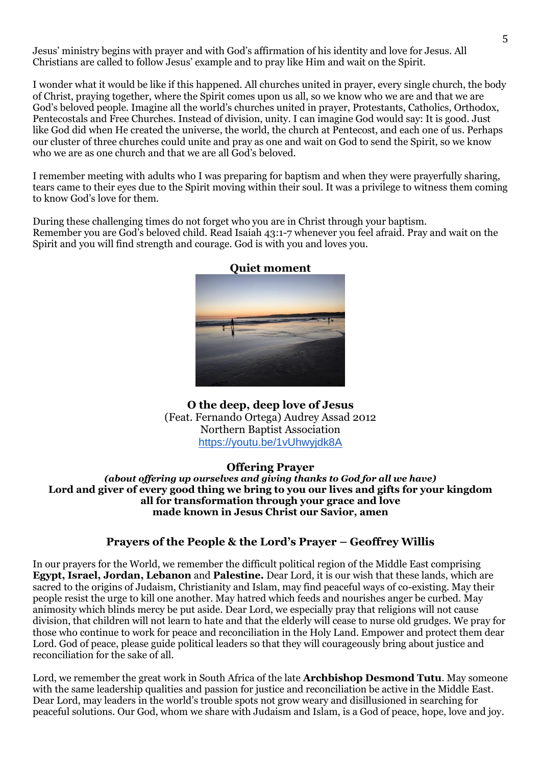Jesus' ministry begins with prayer and with God's affirmation of his identity and love for Jesus. All Christians are called to follow Jesus' example and to pray like Him and wait on the Spirit.

I wonder what it would be like if this happened. All churches united in prayer, every single church, the body of Christ, praying together, where the Spirit comes upon us all, so we know who we are and that we are God's beloved people. Imagine all the world's churches united in prayer, Protestants, Catholics, Orthodox, Pentecostals and Free Churches. Instead of division, unity. I can imagine God would say: It is good. Just like God did when He created the universe, the world, the church at Pentecost, and each one of us. Perhaps our cluster of three churches could unite and pray as one and wait on God to send the Spirit, so we know who we are as one church and that we are all God's beloved.

I remember meeting with adults who I was preparing for baptism and when they were prayerfully sharing, tears came to their eyes due to the Spirit moving within their soul. It was a privilege to witness them coming to know God's love for them.

During these challenging times do not forget who you are in Christ through your baptism.
Remember you are God's beloved child. Read Isaiah 43:1-7 whenever you feel afraid. Pray and wait on the Spirit and you will find strength and courage. God is with you and loves you.

**Quiet moment**

**O the deep, deep love of Jesus**
(Feat. Fernando Ortega) Audrey Assad 2012
Northern Baptist Association
https://youtu.be/1vUhwyjdk8A

**Offering Prayer**
***(about offering up ourselves and giving thanks to God for all we have)***
**Lord and giver of every good thing we bring to you our lives and gifts for your kingdom**
**all for transformation through your grace and love**
**made known in Jesus Christ our Savior, amen**

## Prayers of the People & the Lord's Prayer – Geoffrey Willis

In our prayers for the World, we remember the difficult political region of the Middle East comprising **Egypt, Israel, Jordan, Lebanon** and **Palestine.** Dear Lord, it is our wish that these lands, which are sacred to the origins of Judaism, Christianity and Islam, may find peaceful ways of co-existing. May their people resist the urge to kill one another. May hatred which feeds and nourishes anger be curbed. May animosity which blinds mercy be put aside. Dear Lord, we especially pray that religions will not cause division, that children will not learn to hate and that the elderly will cease to nurse old grudges. We pray for those who continue to work for peace and reconciliation in the Holy Land. Empower and protect them dear Lord. God of peace, please guide political leaders so that they will courageously bring about justice and reconciliation for the sake of all.

Lord, we remember the great work in South Africa of the late **Archbishop Desmond Tutu**. May someone with the same leadership qualities and passion for justice and reconciliation be active in the Middle East. Dear Lord, may leaders in the world's trouble spots not grow weary and disillusioned in searching for peaceful solutions. Our God, whom we share with Judaism and Islam, is a God of peace, hope, love and joy.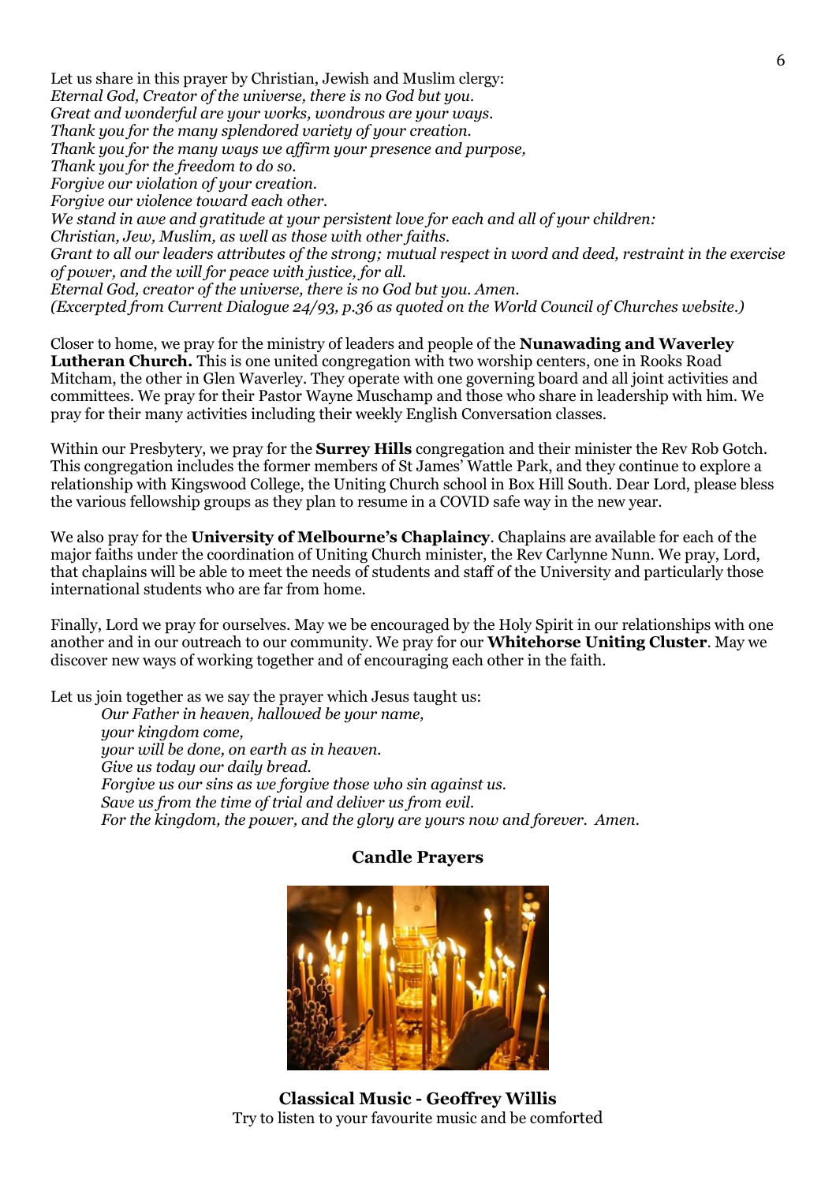Let us share in this prayer by Christian, Jewish and Muslim clergy:
*Eternal God, Creator of the universe, there is no God but you.*
*Great and wonderful are your works, wondrous are your ways.*
*Thank you for the many splendored variety of your creation.*
*Thank you for the many ways we affirm your presence and purpose,*
*Thank you for the freedom to do so.*
*Forgive our violation of your creation.*
*Forgive our violence toward each other.*
*We stand in awe and gratitude at your persistent love for each and all of your children:*
*Christian, Jew, Muslim, as well as those with other faiths.*
*Grant to all our leaders attributes of the strong; mutual respect in word and deed, restraint in the exercise of power, and the will for peace with justice, for all.*
*Eternal God, creator of the universe, there is no God but you. Amen.*
*(Excerpted from Current Dialogue 24/93, p.36 as quoted on the World Council of Churches website.)*

Closer to home, we pray for the ministry of leaders and people of the **Nunawading and Waverley Lutheran Church.** This is one united congregation with two worship centers, one in Rooks Road Mitcham, the other in Glen Waverley. They operate with one governing board and all joint activities and committees. We pray for their Pastor Wayne Muschamp and those who share in leadership with him. We pray for their many activities including their weekly English Conversation classes.

Within our Presbytery, we pray for the **Surrey Hills** congregation and their minister the Rev Rob Gotch. This congregation includes the former members of St James' Wattle Park, and they continue to explore a relationship with Kingswood College, the Uniting Church school in Box Hill South. Dear Lord, please bless the various fellowship groups as they plan to resume in a COVID safe way in the new year.

We also pray for the **University of Melbourne's Chaplaincy**. Chaplains are available for each of the major faiths under the coordination of Uniting Church minister, the Rev Carlynne Nunn. We pray, Lord, that chaplains will be able to meet the needs of students and staff of the University and particularly those international students who are far from home.

Finally, Lord we pray for ourselves. May we be encouraged by the Holy Spirit in our relationships with one another and in our outreach to our community. We pray for our **Whitehorse Uniting Cluster**. May we discover new ways of working together and of encouraging each other in the faith.

Let us join together as we say the prayer which Jesus taught us:

> *Our Father in heaven, hallowed be your name,*
> *your kingdom come,*
> *your will be done, on earth as in heaven.*
> *Give us today our daily bread.*
> *Forgive us our sins as we forgive those who sin against us.*
> *Save us from the time of trial and deliver us from evil.*
> *For the kingdom, the power, and the glory are yours now and forever. Amen.*

## Candle Prayers

## Classical Music - Geoffrey Willis

Try to listen to your favourite music and be comforted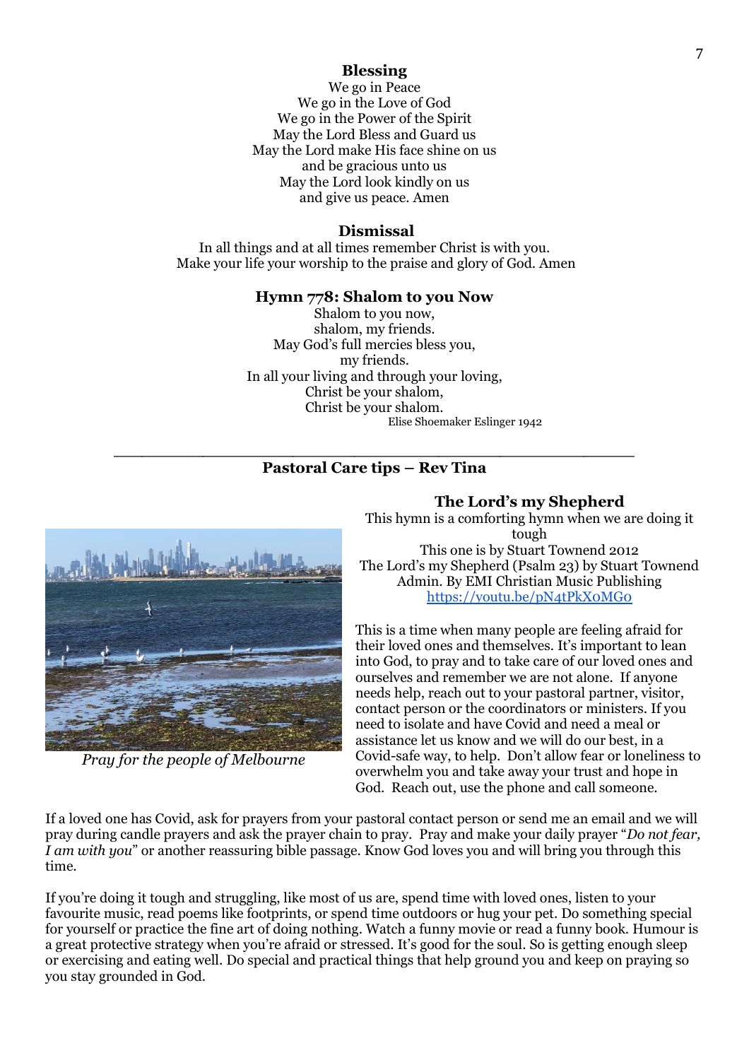## Blessing

We go in Peace
We go in the Love of God
We go in the Power of the Spirit
May the Lord Bless and Guard us
May the Lord make His face shine on us
and be gracious unto us
May the Lord look kindly on us
and give us peace. Amen

## Dismissal

In all things and at all times remember Christ is with you.
Make your life your worship to the praise and glory of God. Amen

## Hymn 778: Shalom to you Now

Shalom to you now,
shalom, my friends.
May God's full mercies bless you,
my friends.
In all your living and through your loving,
Christ be your shalom,
Christ be your shalom.

Elise Shoemaker Eslinger 1942

---

## Pastoral Care tips – Rev Tina

*Pray for the people of Melbourne*

### The Lord's my Shepherd

This hymn is a comforting hymn when we are doing it tough
This one is by Stuart Townend 2012
The Lord's my Shepherd (Psalm 23) by Stuart Townend
Admin. By EMI Christian Music Publishing
https://youtu.be/pN4tPkX0MG0

This is a time when many people are feeling afraid for their loved ones and themselves. It's important to lean into God, to pray and to take care of our loved ones and ourselves and remember we are not alone. If anyone needs help, reach out to your pastoral partner, visitor, contact person or the coordinators or ministers. If you need to isolate and have Covid and need a meal or assistance let us know and we will do our best, in a Covid-safe way, to help. Don't allow fear or loneliness to overwhelm you and take away your trust and hope in God. Reach out, use the phone and call someone.

If a loved one has Covid, ask for prayers from your pastoral contact person or send me an email and we will pray during candle prayers and ask the prayer chain to pray. Pray and make your daily prayer "*Do not fear, I am with you*" or another reassuring bible passage. Know God loves you and will bring you through this time.

If you're doing it tough and struggling, like most of us are, spend time with loved ones, listen to your favourite music, read poems like footprints, or spend time outdoors or hug your pet. Do something special for yourself or practice the fine art of doing nothing. Watch a funny movie or read a funny book. Humour is a great protective strategy when you're afraid or stressed. It's good for the soul. So is getting enough sleep or exercising and eating well. Do special and practical things that help ground you and keep on praying so you stay grounded in God.